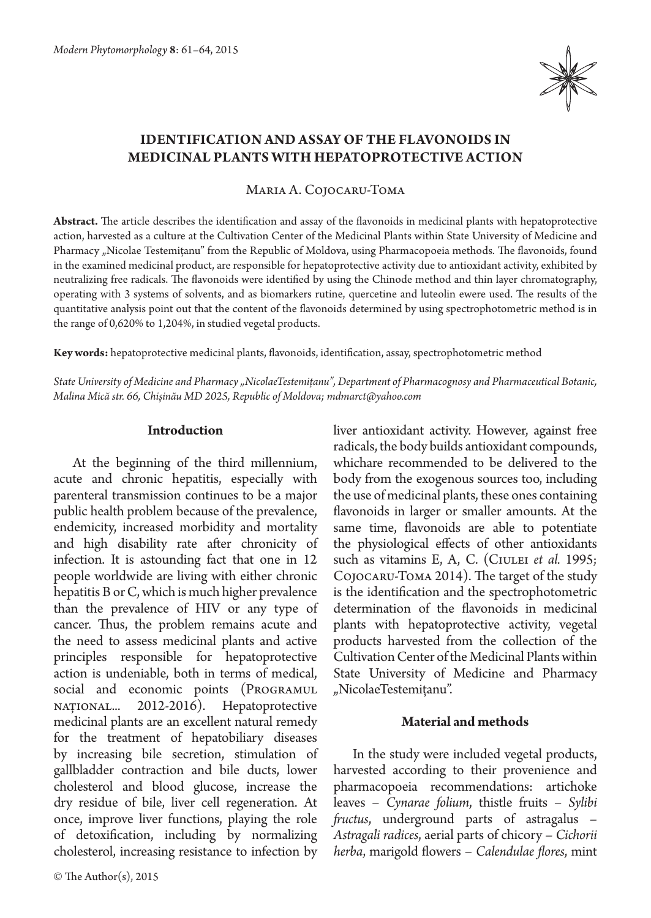# IDENTIFICATION AND ASSAY OF THE FLAVONOIDS IN MEDICINAL PLANTS WITH HEPATOPROTECTIVE ACTION

Maria A. Cojocaru-Toma

**Abstract.** The article describes the identification and assay of the flavonoids in medicinal plants with hepatoprotective action, harvested as a culture at the Cultivation Center of the Medicinal Plants within State University of Medicine and Pharmacy „Nicolae Testemițanu" from the Republic of Moldova, using Pharmacopoeia methods. The flavonoids, found in the examined medicinal product, are responsible for hepatoprotective activity due to antioxidant activity, exhibited by neutralizing free radicals. The flavonoids were identified by using the Chinode method and thin layer chromatography, operating with 3 systems of solvents, and as biomarkers rutine, quercetine and luteolin ewere used. The results of the quantitative analysis point out that the content of the flavonoids determined by using spectrophotometric method is in the range of 0,620% to 1,204%, in studied vegetal products.

**Key words:** hepatoprotective medicinal plants, flavonoids, identification, assay, spectrophotometric method

*State University of Medicine and Pharmacy „NicolaeTestemițanu", Department of Pharmacognosy and Pharmaceutical Botanic, Malina Mică str. 66, Chișinău MD 2025, Republic of Moldova; mdmarct@yahoo.com*

## Introduction

At the beginning of the third millennium, acute and chronic hepatitis, especially with parenteral transmission continues to be a major public health problem because of the prevalence, endemicity, increased morbidity and mortality and high disability rate after chronicity of infection. It is astounding fact that one in 12 people worldwide are living with either chronic hepatitis B or C, which is much higher prevalence than the prevalence of HIV or any type of cancer. Thus, the problem remains acute and the need to assess medicinal plants and active principles responsible for hepatoprotective action is undeniable, both in terms of medical, social and economic points (Programul național... 2012-2016). Hepatoprotective medicinal plants are an excellent natural remedy for the treatment of hepatobiliary diseases by increasing bile secretion, stimulation of gallbladder contraction and bile ducts, lower cholesterol and blood glucose, increase the dry residue of bile, liver cell regeneration. At once, improve liver functions, playing the role of detoxification, including by normalizing cholesterol, increasing resistance to infection by liver antioxidant activity. However, against free radicals, the body builds antioxidant compounds, whichare recommended to be delivered to the body from the exogenous sources too, including the use of medicinal plants, these ones containing flavonoids in larger or smaller amounts. At the same time, flavonoids are able to potentiate the physiological effects of other antioxidants such as vitamins E, A, C. (Ciulei *et al.* 1995; Cojocaru-Toma 2014). The target of the study is the identification and the spectrophotometric determination of the flavonoids in medicinal plants with hepatoprotective activity, vegetal products harvested from the collection of the Cultivation Center of the Medicinal Plants within State University of Medicine and Pharmacy „NicolaeTestemițanu".

## Material and methods

In the study were included vegetal products, harvested according to their provenience and pharmacopoeia recommendations: artichoke leaves – *Cynarae folium*, thistle fruits – *Sylibi fructus*, underground parts of astragalus – *Astragali radices*, aerial parts of chicory – *Cichorii herba*, marigold flowers – *Calendulae flores*, mint

© The Author(s), 2015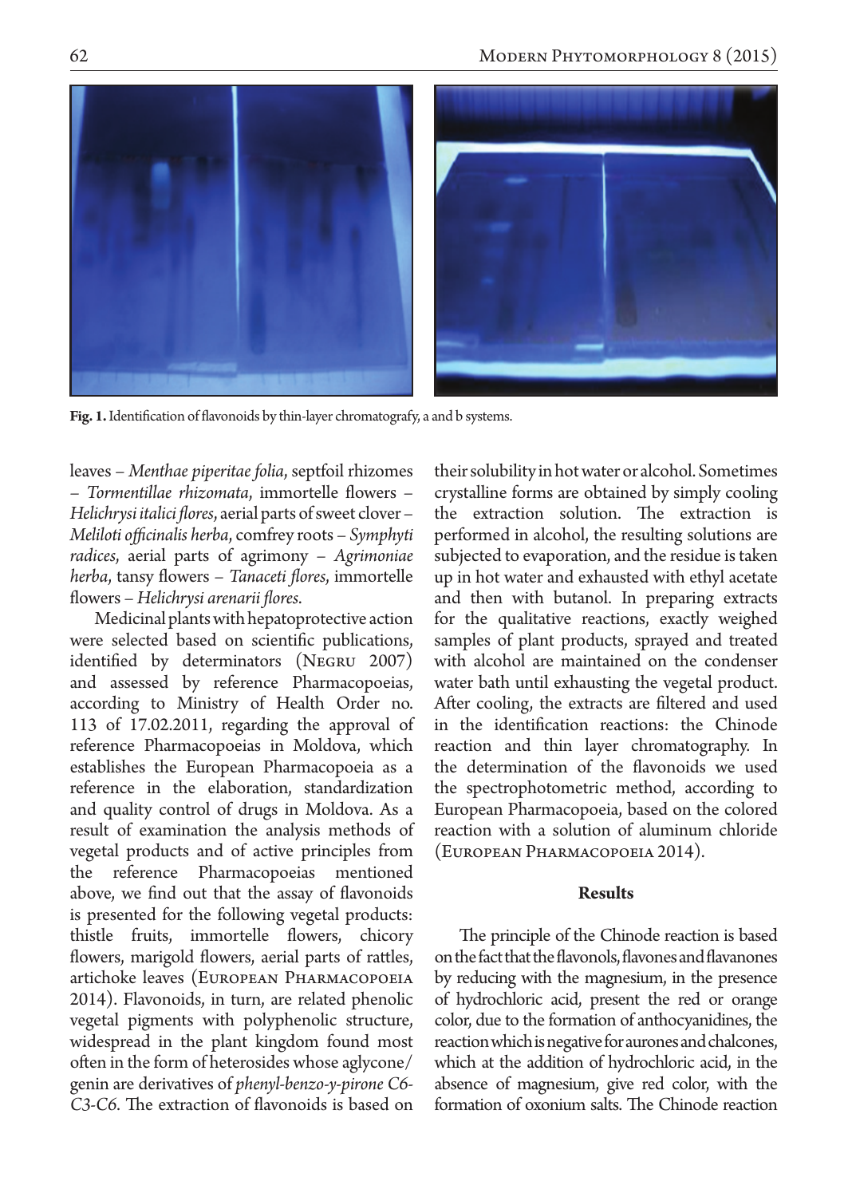**Fig. 1.** Identification of flavonoids by thin-layer chromatografy, a and b systems.

leaves – *Menthae piperitae folia*, septfoil rhizomes – *Tormentillae rhizomata*, immortelle flowers – *Helichrysi italici flores*, aerial parts of sweet clover – *Meliloti officinalis herba*, comfrey roots – *Symphyti radices*, aerial parts of agrimony – *Agrimoniae herba*, tansy flowers – *Tanaceti flores*, immortelle flowers – *Helichrysi arenarii flores*.

Medicinal plants with hepatoprotective action were selected based on scientific publications, identified by determinators (Negru 2007) and assessed by reference Pharmacopoeias, according to Ministry of Health Order no. 113 of 17.02.2011, regarding the approval of reference Pharmacopoeias in Moldova, which establishes the European Pharmacopoeia as a reference in the elaboration, standardization and quality control of drugs in Moldova. As a result of examination the analysis methods of vegetal products and of active principles from the reference Pharmacopoeias mentioned above, we find out that the assay of flavonoids is presented for the following vegetal products: thistle fruits, immortelle flowers, chicory flowers, marigold flowers, aerial parts of rattles, artichoke leaves (European Pharmacopoeia 2014). Flavonoids, in turn, are related phenolic vegetal pigments with polyphenolic structure, widespread in the plant kingdom found most often in the form of heterosides whose aglycone/genin are derivatives of *phenyl-benzo-y-pirone C6-C3-C6*. The extraction of flavonoids is based on their solubility in hot water or alcohol. Sometimes crystalline forms are obtained by simply cooling the extraction solution. The extraction is performed in alcohol, the resulting solutions are subjected to evaporation, and the residue is taken up in hot water and exhausted with ethyl acetate and then with butanol. In preparing extracts for the qualitative reactions, exactly weighed samples of plant products, sprayed and treated with alcohol are maintained on the condenser water bath until exhausting the vegetal product. After cooling, the extracts are filtered and used in the identification reactions: the Chinode reaction and thin layer chromatography. In the determination of the flavonoids we used the spectrophotometric method, according to European Pharmacopoeia, based on the colored reaction with a solution of aluminum chloride (European Pharmacopoeia 2014).

## Results

The principle of the Chinode reaction is based on the fact that the flavonols, flavones and flavanones by reducing with the magnesium, in the presence of hydrochloric acid, present the red or orange color, due to the formation of anthocyanidines, the reaction which is negative for aurones and chalcones, which at the addition of hydrochloric acid, in the absence of magnesium, give red color, with the formation of oxonium salts. The Chinode reaction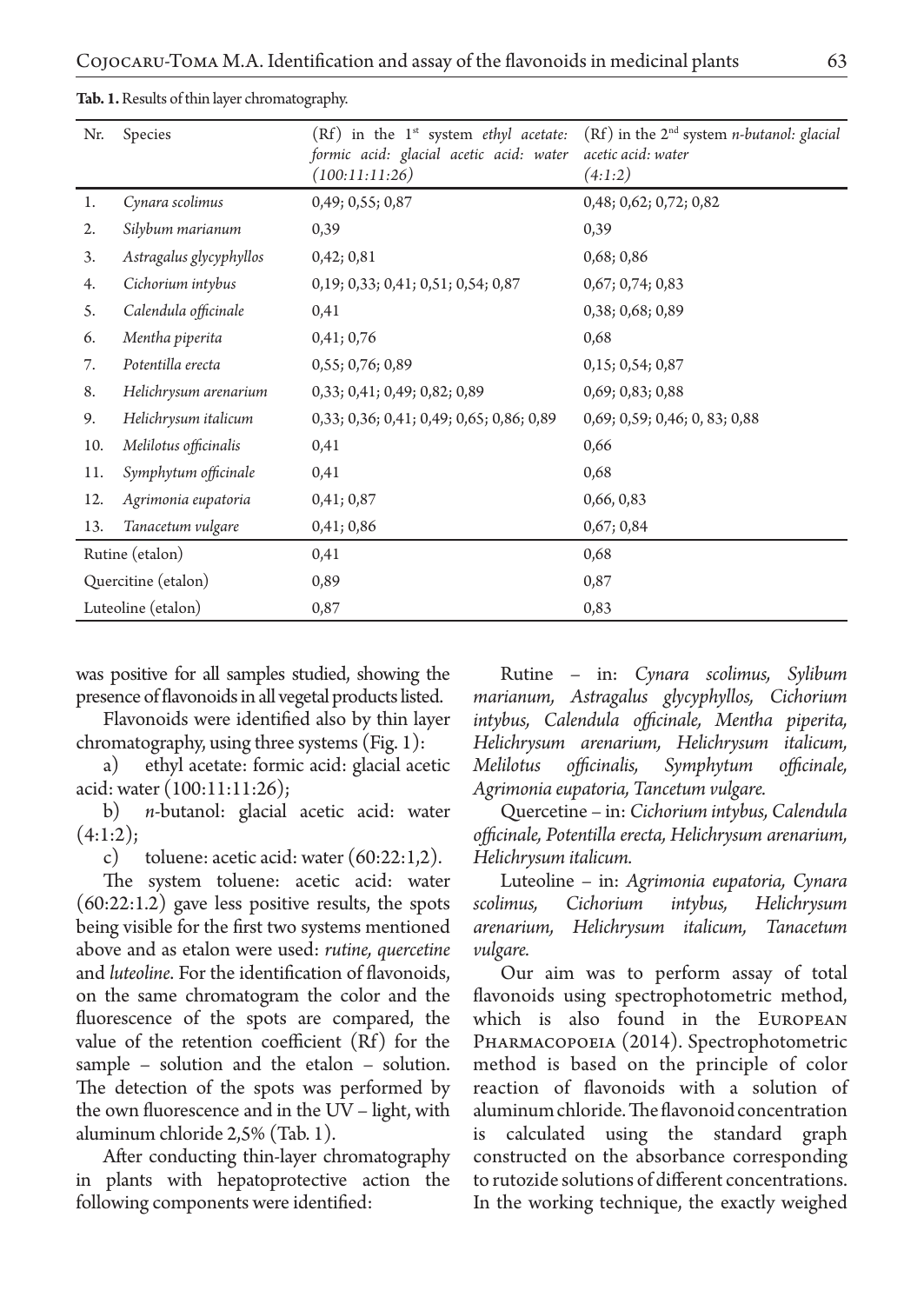**Tab. 1.** Results of thin layer chromatography.

| Nr. | Species | (Rf) in the 1st system *ethyl acetate: formic acid: glacial acetic acid: water (100:11:11:26)* | (Rf) in the 2nd system *n-butanol: glacial acetic acid: water (4:1:2)* |
|---|---|---|---|
| 1. | *Cynara scolimus* | 0,49; 0,55; 0,87 | 0,48; 0,62; 0,72; 0,82 |
| 2. | *Silybum marianum* | 0,39 | 0,39 |
| 3. | *Astragalus glycyphyllos* | 0,42; 0,81 | 0,68; 0,86 |
| 4. | *Cichorium intybus* | 0,19; 0,33; 0,41; 0,51; 0,54; 0,87 | 0,67; 0,74; 0,83 |
| 5. | *Calendula officinale* | 0,41 | 0,38; 0,68; 0,89 |
| 6. | *Mentha piperita* | 0,41; 0,76 | 0,68 |
| 7. | *Potentilla erecta* | 0,55; 0,76; 0,89 | 0,15; 0,54; 0,87 |
| 8. | *Helichrysum arenarium* | 0,33; 0,41; 0,49; 0,82; 0,89 | 0,69; 0,83; 0,88 |
| 9. | *Helichrysum italicum* | 0,33; 0,36; 0,41; 0,49; 0,65; 0,86; 0,89 | 0,69; 0,59; 0,46; 0, 83; 0,88 |
| 10. | *Melilotus officinalis* | 0,41 | 0,66 |
| 11. | *Symphytum officinale* | 0,41 | 0,68 |
| 12. | *Agrimonia eupatoria* | 0,41; 0,87 | 0,66, 0,83 |
| 13. | *Tanacetum vulgare* | 0,41; 0,86 | 0,67; 0,84 |
| Rutine (etalon) | | 0,41 | 0,68 |
| Quercitine (etalon) | | 0,89 | 0,87 |
| Luteoline (etalon) | | 0,87 | 0,83 |

was positive for all samples studied, showing the presence of flavonoids in all vegetal products listed.

Flavonoids were identified also by thin layer chromatography, using three systems (Fig. 1):

a) ethyl acetate: formic acid: glacial acetic acid: water (100:11:11:26);

b) *n*-butanol: glacial acetic acid: water (4:1:2);

c) toluene: acetic acid: water (60:22:1,2).

The system toluene: acetic acid: water (60:22:1.2) gave less positive results, the spots being visible for the first two systems mentioned above and as etalon were used: *rutine, quercetine* and *luteoline*. For the identification of flavonoids, on the same chromatogram the color and the fluorescence of the spots are compared, the value of the retention coefficient (Rf) for the sample – solution and the etalon – solution. The detection of the spots was performed by the own fluorescence and in the UV – light, with aluminum chloride 2,5% (Tab. 1).

After conducting thin-layer chromatography in plants with hepatoprotective action the following components were identified:

Rutine – in: *Cynara scolimus, Sylibum marianum, Astragalus glycyphyllos, Cichorium intybus, Calendula officinale, Mentha piperita, Helichrysum arenarium, Helichrysum italicum, Melilotus officinalis, Symphytum officinale, Agrimonia eupatoria, Tancetum vulgare.*

Quercetine – in: *Cichorium intybus, Calendula officinale, Potentilla erecta, Helichrysum arenarium, Helichrysum italicum.*

Luteoline – in: *Agrimonia eupatoria, Cynara scolimus, Cichorium intybus, Helichrysum arenarium, Helichrysum italicum, Tanacetum vulgare.*

Our aim was to perform assay of total flavonoids using spectrophotometric method, which is also found in the European Pharmacopoeia (2014). Spectrophotometric method is based on the principle of color reaction of flavonoids with a solution of aluminum chloride. The flavonoid concentration is calculated using the standard graph constructed on the absorbance corresponding to rutozide solutions of different concentrations. In the working technique, the exactly weighed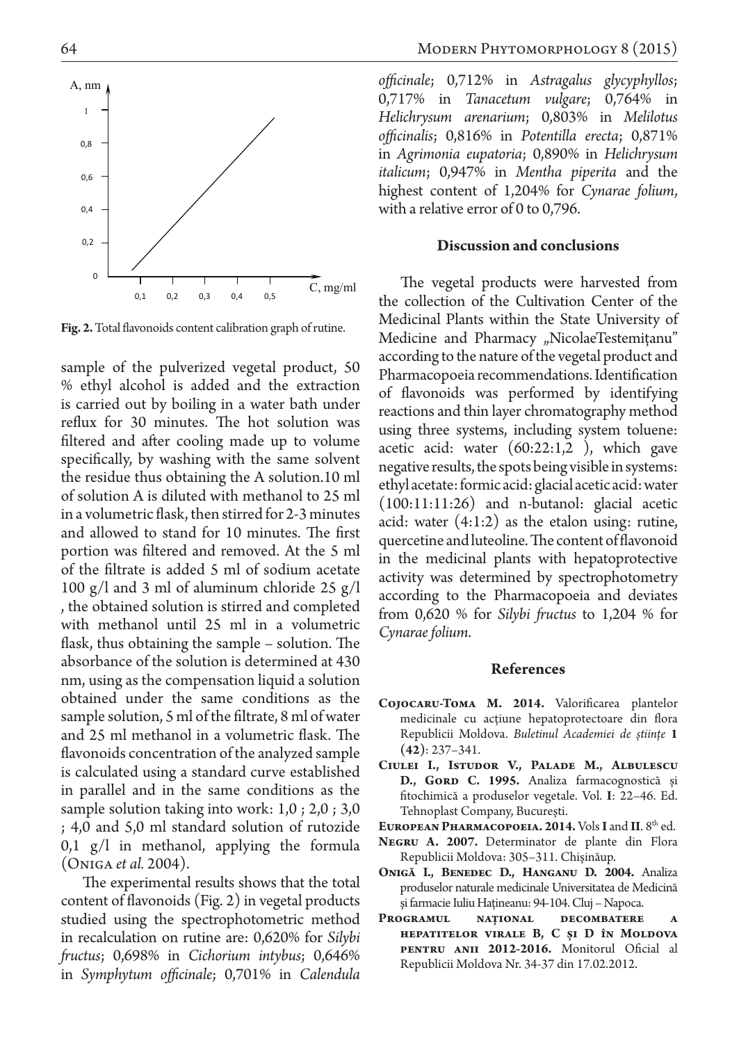A, nm

1

0,8

0,6

0,4

0,2

0

0,1 0,2 0,3 0,4 0,5

C, mg/ml

**Fig. 2.** Total flavonoids content calibration graph of rutine.

sample of the pulverized vegetal product, 50 % ethyl alcohol is added and the extraction is carried out by boiling in a water bath under reflux for 30 minutes. The hot solution was filtered and after cooling made up to volume specifically, by washing with the same solvent the residue thus obtaining the A solution.10 ml of solution A is diluted with methanol to 25 ml in a volumetric flask, then stirred for 2-3 minutes and allowed to stand for 10 minutes. The first portion was filtered and removed. At the 5 ml of the filtrate is added 5 ml of sodium acetate 100 g/l and 3 ml of aluminum chloride 25 g/l , the obtained solution is stirred and completed with methanol until 25 ml in a volumetric flask, thus obtaining the sample – solution. The absorbance of the solution is determined at 430 nm, using as the compensation liquid a solution obtained under the same conditions as the sample solution, 5 ml of the filtrate, 8 ml of water and 25 ml methanol in a volumetric flask. The flavonoids concentration of the analyzed sample is calculated using a standard curve established in parallel and in the same conditions as the sample solution taking into work: 1,0 ; 2,0 ; 3,0 ; 4,0 and 5,0 ml standard solution of rutozide 0,1 g/l in methanol, applying the formula (Oniga *et al.* 2004).

The experimental results shows that the total content of flavonoids (Fig. 2) in vegetal products studied using the spectrophotometric method in recalculation on rutine are: 0,620% for *Silybi fructus*; 0,698% in *Cichorium intybus*; 0,646% in *Symphytum officinale*; 0,701% in *Calendula officinale*; 0,712% in *Astragalus glycyphyllos*; 0,717% in *Tanacetum vulgare*; 0,764% in *Helichrysum arenarium*; 0,803% in *Melilotus officinalis*; 0,816% in *Potentilla erecta*; 0,871% in *Agrimonia eupatoria*; 0,890% in *Helichrysum italicum*; 0,947% in *Mentha piperita* and the highest content of 1,204% for *Cynarae folium*, with a relative error of 0 to 0,796.

## Discussion and conclusions

The vegetal products were harvested from the collection of the Cultivation Center of the Medicinal Plants within the State University of Medicine and Pharmacy „NicolaeTestemițanu" according to the nature of the vegetal product and Pharmacopoeia recommendations. Identification of flavonoids was performed by identifying reactions and thin layer chromatography method using three systems, including system toluene: acetic acid: water (60:22:1,2 ), which gave negative results, the spots being visible in systems: ethyl acetate: formic acid: glacial acetic acid: water (100:11:11:26) and n-butanol: glacial acetic acid: water (4:1:2) as the etalon using: rutine, quercetine and luteoline. The content of flavonoid in the medicinal plants with hepatoprotective activity was determined by spectrophotometry according to the Pharmacopoeia and deviates from 0,620 % for *Silybi fructus* to 1,204 % for *Cynarae folium*.

## References

**Cojocaru-Toma M. 2014.** Valorificarea plantelor medicinale cu acțiune hepatoprotectoare din flora Republicii Moldova. *Buletinul Academiei de științe* **1** (**42**): 237–341.

**Ciulei I., Istudor V., Palade M., Albulescu D., Gord C. 1995.** Analiza farmacognostică și fitochimică a produselor vegetale. Vol. **I**: 22–46. Ed. Tehnoplast Company, București.

**European Pharmacopoeia. 2014.** Vols **I** and **II**. 8th ed.

**Negru A. 2007.** Determinator de plante din Flora Republicii Moldova: 305–311. Chișinăup.

**Onigă I., Benedec D., Hanganu D. 2004.** Analiza produselor naturale medicinale Universitatea de Medicină și farmacie Iuliu Hațineanu: 94-104. Cluj – Napoca.

**Programul național decombatere a hepatitelor virale B, C și D în Moldova pentru anii 2012-2016.** Monitorul Oficial al Republicii Moldova Nr. 34-37 din 17.02.2012.